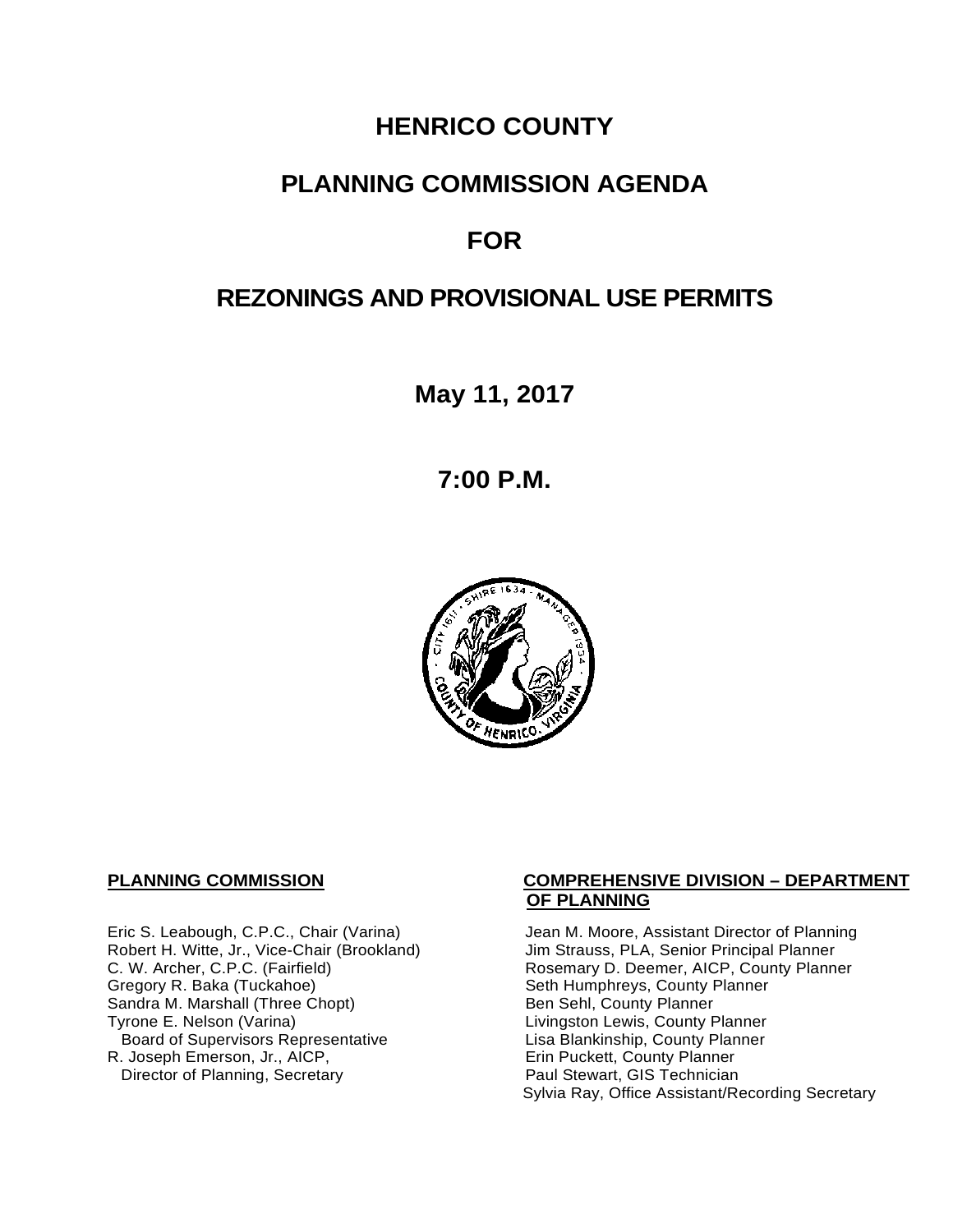# HENRICO COUNTY

# PLANNING COMMISSION AGENDA

# FOR

# REZONINGS AND PROVISIONAL USE PERMITS

**May 11, 2017**

**7:00 P.M.**

**PLANNING COMMISSION**

Eric S. Leabough, C.P.C., Chair (Varina)
Robert H. Witte, Jr., Vice-Chair (Brookland)
C. W. Archer, C.P.C. (Fairfield)
Gregory R. Baka (Tuckahoe)
Sandra M. Marshall (Three Chopt)
Tyrone E. Nelson (Varina)
Board of Supervisors Representative
R. Joseph Emerson, Jr., AICP,
Director of Planning, Secretary

**COMPREHENSIVE DIVISION – DEPARTMENT OF PLANNING**

Jean M. Moore, Assistant Director of Planning
Jim Strauss, PLA, Senior Principal Planner
Rosemary D. Deemer, AICP, County Planner
Seth Humphreys, County Planner
Ben Sehl, County Planner
Livingston Lewis, County Planner
Lisa Blankinship, County Planner
Erin Puckett, County Planner
Paul Stewart, GIS Technician
Sylvia Ray, Office Assistant/Recording Secretary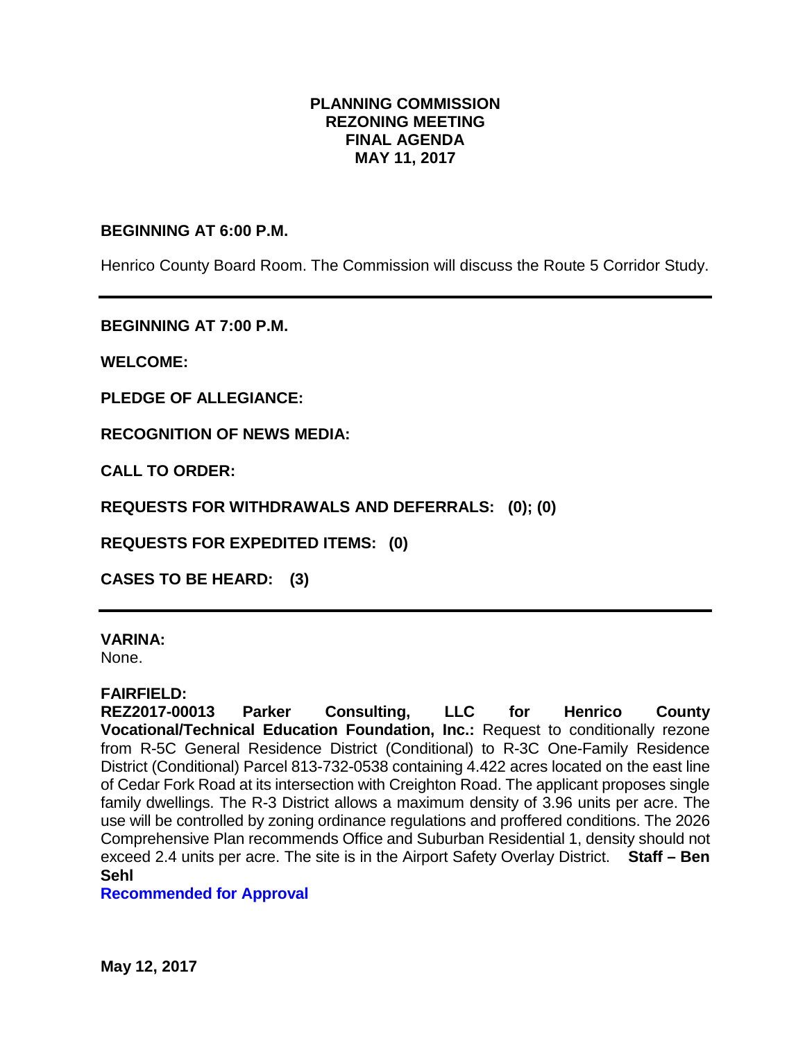# PLANNING COMMISSION
## REZONING MEETING
## FINAL AGENDA
## MAY 11, 2017

**BEGINNING AT 6:00 P.M.**

Henrico County Board Room. The Commission will discuss the Route 5 Corridor Study.

---

**BEGINNING AT 7:00 P.M.**

**WELCOME:**

**PLEDGE OF ALLEGIANCE:**

**RECOGNITION OF NEWS MEDIA:**

**CALL TO ORDER:**

**REQUESTS FOR WITHDRAWALS AND DEFERRALS: (0); (0)**

**REQUESTS FOR EXPEDITED ITEMS: (0)**

**CASES TO BE HEARD: (3)**

---

**VARINA:**
None.

**FAIRFIELD:**
**REZ2017-00013 Parker Consulting, LLC for Henrico County Vocational/Technical Education Foundation, Inc.:** Request to conditionally rezone from R-5C General Residence District (Conditional) to R-3C One-Family Residence District (Conditional) Parcel 813-732-0538 containing 4.422 acres located on the east line of Cedar Fork Road at its intersection with Creighton Road. The applicant proposes single family dwellings. The R-3 District allows a maximum density of 3.96 units per acre. The use will be controlled by zoning ordinance regulations and proffered conditions. The 2026 Comprehensive Plan recommends Office and Suburban Residential 1, density should not exceed 2.4 units per acre. The site is in the Airport Safety Overlay District. **Staff – Ben Sehl**
**Recommended for Approval**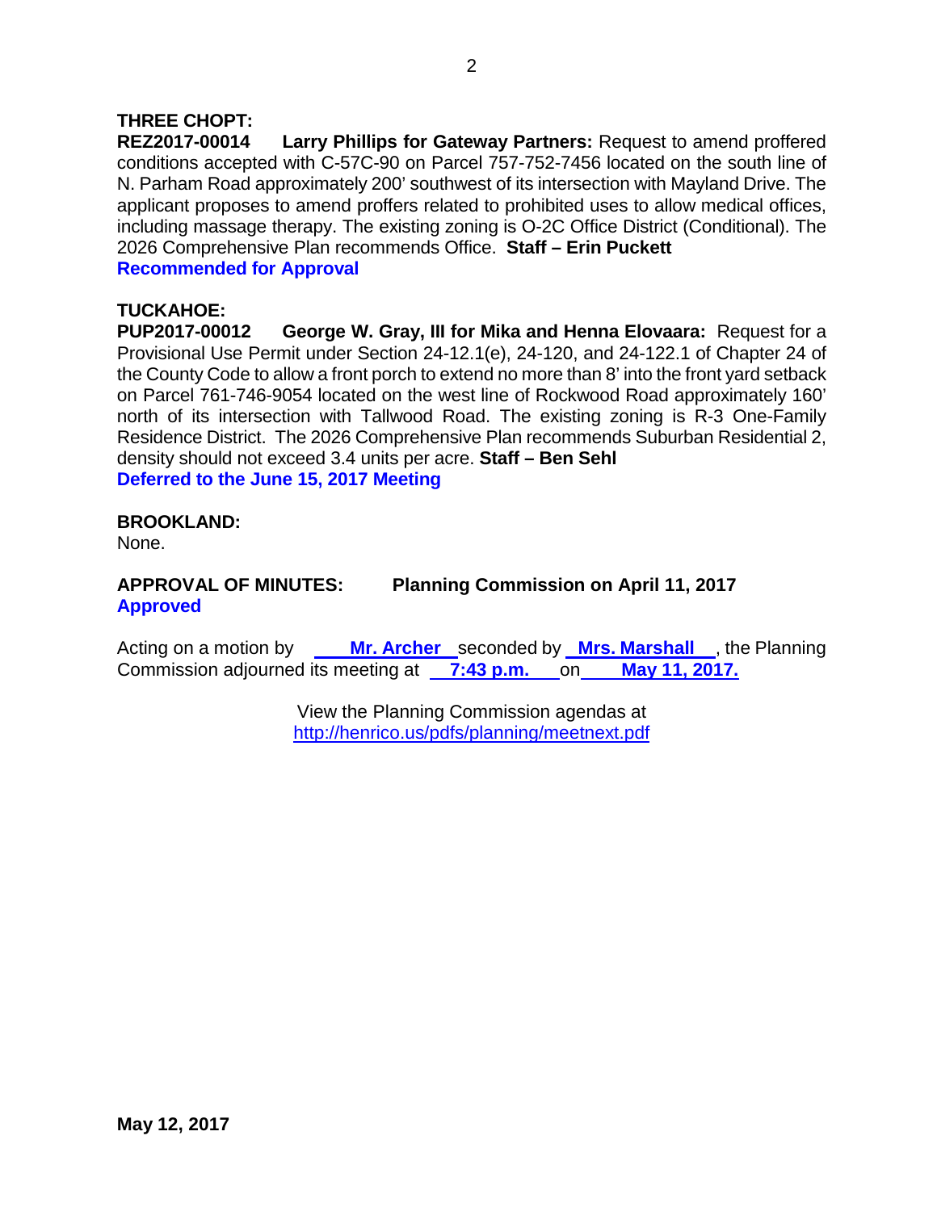**THREE CHOPT:**
**REZ2017-00014 Larry Phillips for Gateway Partners:** Request to amend proffered conditions accepted with C-57C-90 on Parcel 757-752-7456 located on the south line of N. Parham Road approximately 200' southwest of its intersection with Mayland Drive. The applicant proposes to amend proffers related to prohibited uses to allow medical offices, including massage therapy. The existing zoning is O-2C Office District (Conditional). The 2026 Comprehensive Plan recommends Office. **Staff – Erin Puckett**
**Recommended for Approval**

**TUCKAHOE:**
**PUP2017-00012 George W. Gray, III for Mika and Henna Elovaara:** Request for a Provisional Use Permit under Section 24-12.1(e), 24-120, and 24-122.1 of Chapter 24 of the County Code to allow a front porch to extend no more than 8' into the front yard setback on Parcel 761-746-9054 located on the west line of Rockwood Road approximately 160' north of its intersection with Tallwood Road. The existing zoning is R-3 One-Family Residence District. The 2026 Comprehensive Plan recommends Suburban Residential 2, density should not exceed 3.4 units per acre. **Staff – Ben Sehl**
**Deferred to the June 15, 2017 Meeting**

**BROOKLAND:**
None.

**APPROVAL OF MINUTES: Planning Commission on April 11, 2017**
**Approved**

Acting on a motion by **Mr. Archer** seconded by **Mrs. Marshall**, the Planning Commission adjourned its meeting at **7:43 p.m.** on **May 11, 2017.**

View the Planning Commission agendas at
http://henrico.us/pdfs/planning/meetnext.pdf

**May 12, 2017**